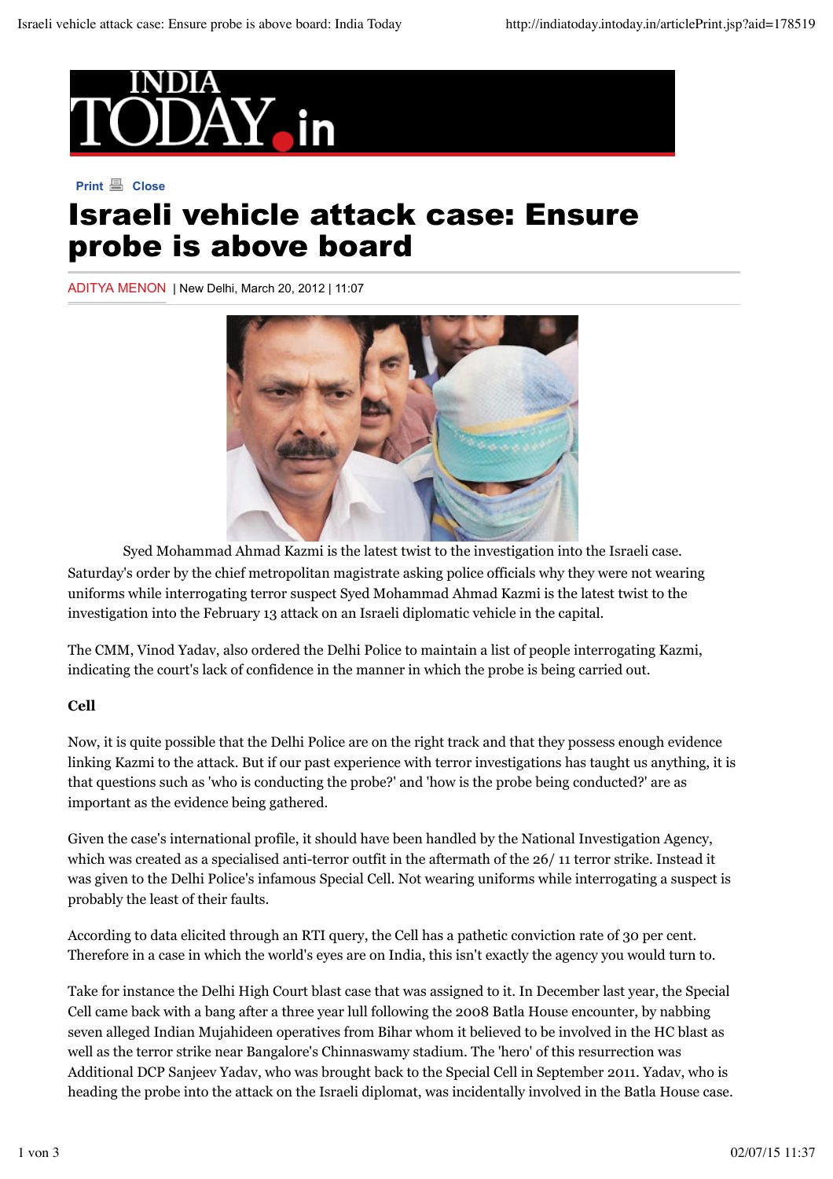# Israeli vehicle attack case: Ensure probe is above board

ADITYA MENON | New Delhi, March 20, 2012 | 11:07

Syed Mohammad Ahmad Kazmi is the latest twist to the investigation into the Israeli case.

Saturday's order by the chief metropolitan magistrate asking police officials why they were not wearing uniforms while interrogating terror suspect Syed Mohammad Ahmad Kazmi is the latest twist to the investigation into the February 13 attack on an Israeli diplomatic vehicle in the capital.

The CMM, Vinod Yadav, also ordered the Delhi Police to maintain a list of people interrogating Kazmi, indicating the court's lack of confidence in the manner in which the probe is being carried out.

**Cell**

Now, it is quite possible that the Delhi Police are on the right track and that they possess enough evidence linking Kazmi to the attack. But if our past experience with terror investigations has taught us anything, it is that questions such as 'who is conducting the probe?' and 'how is the probe being conducted?' are as important as the evidence being gathered.

Given the case's international profile, it should have been handled by the National Investigation Agency, which was created as a specialised anti-terror outfit in the aftermath of the 26/ 11 terror strike. Instead it was given to the Delhi Police's infamous Special Cell. Not wearing uniforms while interrogating a suspect is probably the least of their faults.

According to data elicited through an RTI query, the Cell has a pathetic conviction rate of 30 per cent. Therefore in a case in which the world's eyes are on India, this isn't exactly the agency you would turn to.

Take for instance the Delhi High Court blast case that was assigned to it. In December last year, the Special Cell came back with a bang after a three year lull following the 2008 Batla House encounter, by nabbing seven alleged Indian Mujahideen operatives from Bihar whom it believed to be involved in the HC blast as well as the terror strike near Bangalore's Chinnaswamy stadium. The 'hero' of this resurrection was Additional DCP Sanjeev Yadav, who was brought back to the Special Cell in September 2011. Yadav, who is heading the probe into the attack on the Israeli diplomat, was incidentally involved in the Batla House case.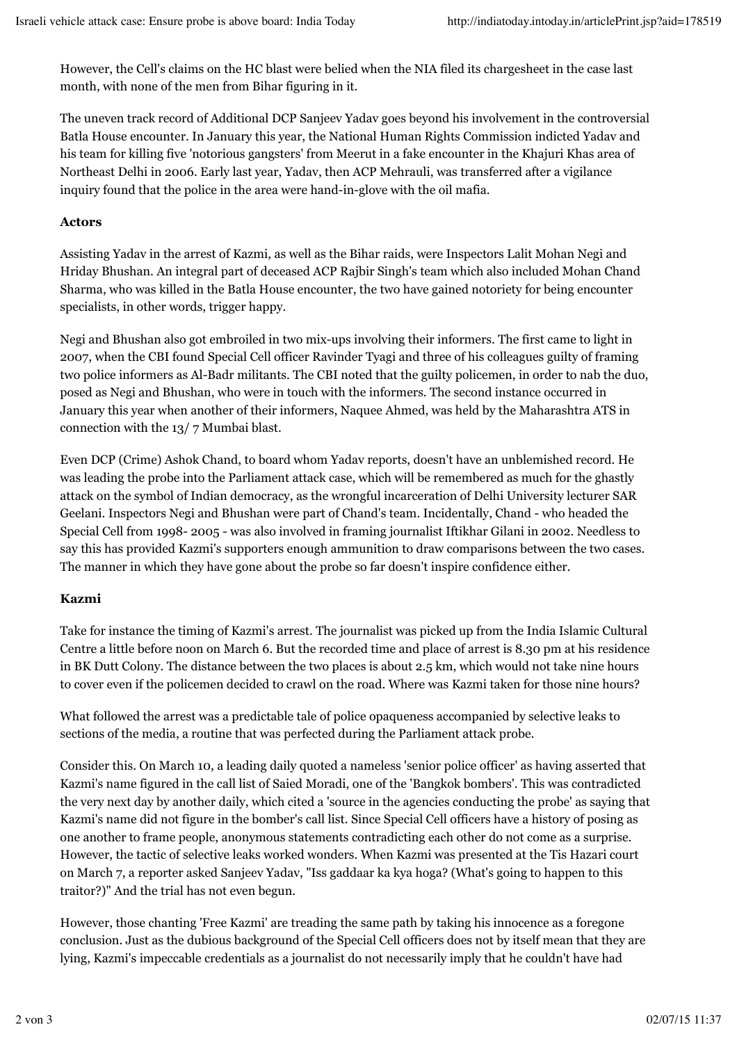However, the Cell's claims on the HC blast were belied when the NIA filed its chargesheet in the case last month, with none of the men from Bihar figuring in it.

The uneven track record of Additional DCP Sanjeev Yadav goes beyond his involvement in the controversial Batla House encounter. In January this year, the National Human Rights Commission indicted Yadav and his team for killing five 'notorious gangsters' from Meerut in a fake encounter in the Khajuri Khas area of Northeast Delhi in 2006. Early last year, Yadav, then ACP Mehrauli, was transferred after a vigilance inquiry found that the police in the area were hand-in-glove with the oil mafia.

**Actors**

Assisting Yadav in the arrest of Kazmi, as well as the Bihar raids, were Inspectors Lalit Mohan Negi and Hriday Bhushan. An integral part of deceased ACP Rajbir Singh's team which also included Mohan Chand Sharma, who was killed in the Batla House encounter, the two have gained notoriety for being encounter specialists, in other words, trigger happy.

Negi and Bhushan also got embroiled in two mix-ups involving their informers. The first came to light in 2007, when the CBI found Special Cell officer Ravinder Tyagi and three of his colleagues guilty of framing two police informers as Al-Badr militants. The CBI noted that the guilty policemen, in order to nab the duo, posed as Negi and Bhushan, who were in touch with the informers. The second instance occurred in January this year when another of their informers, Naquee Ahmed, was held by the Maharashtra ATS in connection with the 13/ 7 Mumbai blast.

Even DCP (Crime) Ashok Chand, to board whom Yadav reports, doesn't have an unblemished record. He was leading the probe into the Parliament attack case, which will be remembered as much for the ghastly attack on the symbol of Indian democracy, as the wrongful incarceration of Delhi University lecturer SAR Geelani. Inspectors Negi and Bhushan were part of Chand's team. Incidentally, Chand - who headed the Special Cell from 1998- 2005 - was also involved in framing journalist Iftikhar Gilani in 2002. Needless to say this has provided Kazmi's supporters enough ammunition to draw comparisons between the two cases. The manner in which they have gone about the probe so far doesn't inspire confidence either.

**Kazmi**

Take for instance the timing of Kazmi's arrest. The journalist was picked up from the India Islamic Cultural Centre a little before noon on March 6. But the recorded time and place of arrest is 8.30 pm at his residence in BK Dutt Colony. The distance between the two places is about 2.5 km, which would not take nine hours to cover even if the policemen decided to crawl on the road. Where was Kazmi taken for those nine hours?

What followed the arrest was a predictable tale of police opaqueness accompanied by selective leaks to sections of the media, a routine that was perfected during the Parliament attack probe.

Consider this. On March 10, a leading daily quoted a nameless 'senior police officer' as having asserted that Kazmi's name figured in the call list of Saied Moradi, one of the 'Bangkok bombers'. This was contradicted the very next day by another daily, which cited a 'source in the agencies conducting the probe' as saying that Kazmi's name did not figure in the bomber's call list. Since Special Cell officers have a history of posing as one another to frame people, anonymous statements contradicting each other do not come as a surprise. However, the tactic of selective leaks worked wonders. When Kazmi was presented at the Tis Hazari court on March 7, a reporter asked Sanjeev Yadav, "Iss gaddaar ka kya hoga? (What's going to happen to this traitor?)" And the trial has not even begun.

However, those chanting 'Free Kazmi' are treading the same path by taking his innocence as a foregone conclusion. Just as the dubious background of the Special Cell officers does not by itself mean that they are lying, Kazmi's impeccable credentials as a journalist do not necessarily imply that he couldn't have had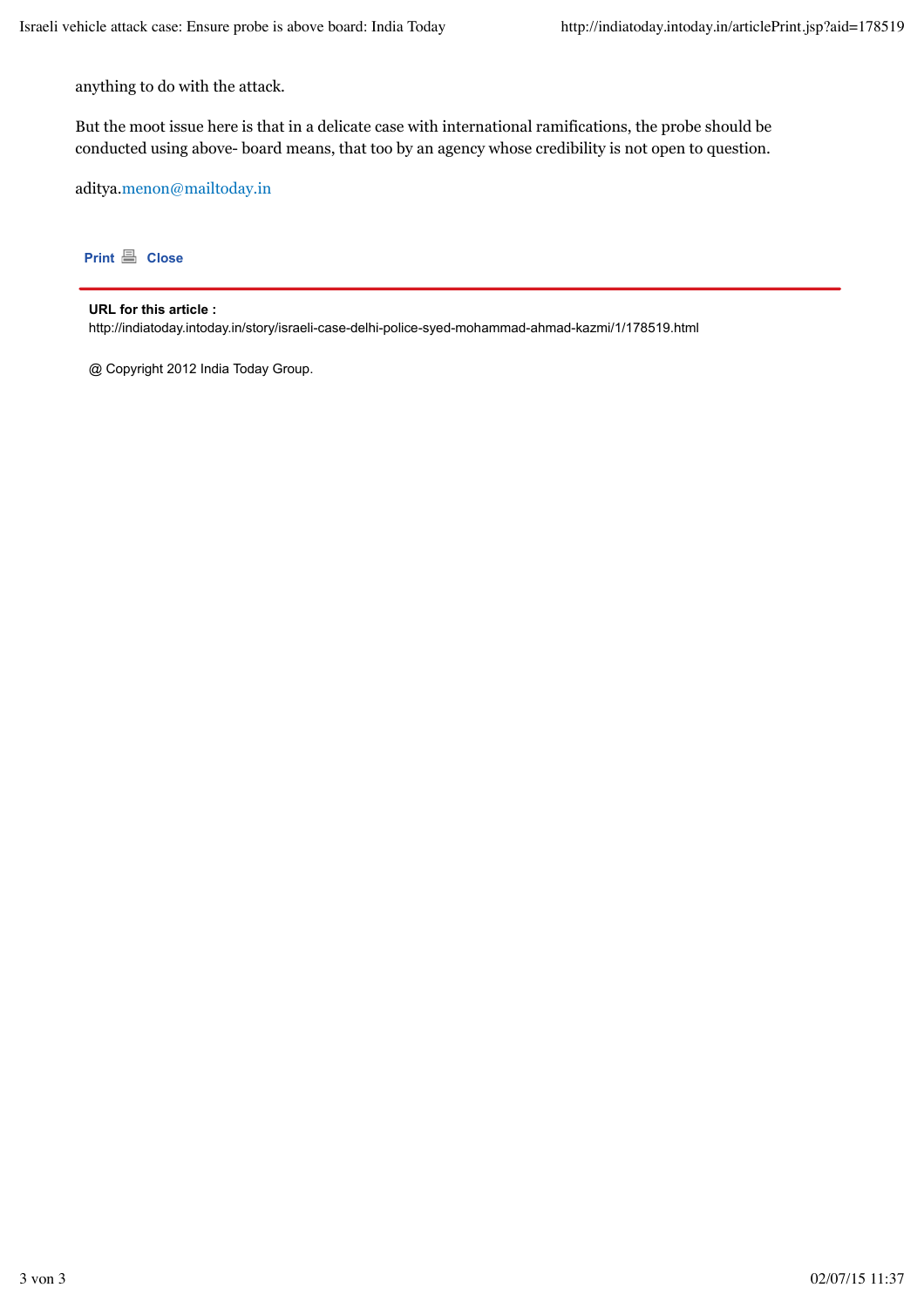anything to do with the attack.

But the moot issue here is that in a delicate case with international ramifications, the probe should be conducted using above- board means, that too by an agency whose credibility is not open to question.

aditya.menon@mailtoday.in

**Print** **Close**

---

**URL for this article :**
http://indiatoday.intoday.in/story/israeli-case-delhi-police-syed-mohammad-ahmad-kazmi/1/178519.html

@ Copyright 2012 India Today Group.